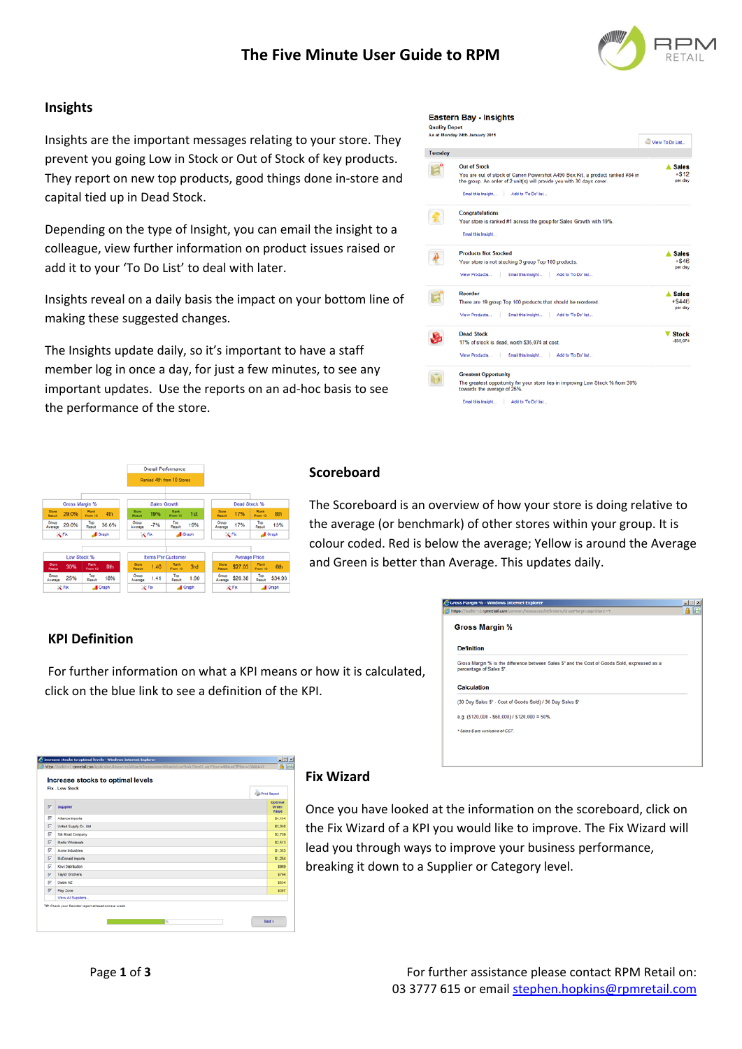# The Five Minute User Guide to RPM

## Insights

Insights are the important messages relating to your store. They prevent you going Low in Stock or Out of Stock of key products. They report on new top products, good things done in-store and capital tied up in Dead Stock.

Depending on the type of Insight, you can email the insight to a colleague, view further information on product issues raised or add it to your 'To Do List' to deal with later.

Insights reveal on a daily basis the impact on your bottom line of making these suggested changes.

The Insights update daily, so it's important to have a staff member log in once a day, for just a few minutes, to see any important updates. Use the reports on an ad-hoc basis to see the performance of the store.

## Scoreboard

The Scoreboard is an overview of how your store is doing relative to the average (or benchmark) of other stores within your group. It is colour coded. Red is below the average; Yellow is around the Average and Green is better than Average. This updates daily.

## KPI Definition

For further information on what a KPI means or how it is calculated, click on the blue link to see a definition of the KPI.

## Fix Wizard

Once you have looked at the information on the scoreboard, click on the Fix Wizard of a KPI you would like to improve. The Fix Wizard will lead you through ways to improve your business performance, breaking it down to a Supplier or Category level.

For further assistance please contact RPM Retail on:
03 3777 615 or email stephen.hopkins@rpmretail.com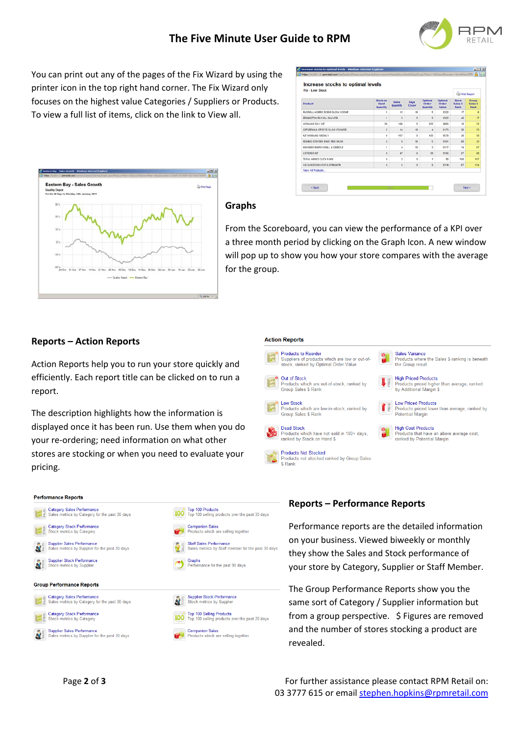# The Five Minute User Guide to RPM

You can print out any of the pages of the Fix Wizard by using the printer icon in the top right hand corner. The Fix Wizard only focuses on the highest value Categories / Suppliers or Products. To view a full list of items, click on the link to View all.

## Graphs

From the Scoreboard, you can view the performance of a KPI over a three month period by clicking on the Graph Icon. A new window will pop up to show you how your store compares with the average for the group.

## Reports – Action Reports

Action Reports help you to run your store quickly and efficiently. Each report title can be clicked on to run a report.

The description highlights how the information is displayed once it has been run. Use them when you do your re-ordering; need information on what other stores are stocking or when you need to evaluate your pricing.

**Action Reports**

- Products to Reorder – Suppliers of products which are low or out-of-stock, ranked by Optimal Order Value
- Sales Variance – Products where the Sales $ ranking is beneath the Group result
- Out of Stock – Products which are out-of-stock, ranked by Group Sales $ Rank
- High Priced Products – Products priced higher than average, ranked by Additional Margin $
- Low Stock – Products which are low-in-stock, ranked by Group Sales $ Rank
- Low Priced Products – Products priced lower than average, ranked by Potential Margin
- Dead Stock – Products which have not sold in 180+ days, ranked by Stock on Hand $
- High Cost Products – Products that have an above average cost, ranked by Potential Margin
- Products Not Stocked – Products not stocked ranked by Group Sales $ Rank

## Reports – Performance Reports

Performance reports are the detailed information on your business. Viewed biweekly or monthly they show the Sales and Stock performance of your store by Category, Supplier or Staff Member.

The Group Performance Reports show you the same sort of Category / Supplier information but from a group perspective. $ Figures are removed and the number of stores stocking a product are revealed.

**Performance Reports**

- Category Sales Performance – Sales metrics by Category for the past 30 days
- Top 100 Products – Top 100 selling products over the past 30 days
- Category Stock Performance – Stock metrics by Category
- Companion Sales – Products which are selling together
- Supplier Sales Performance – Sales metrics by Supplier for the past 30 days
- Staff Sales Performance – Sales metrics by Staff member for the past 30 days
- Supplier Stock Performance – Stock metrics by Supplier
- Graphs – Performance for the past 90 days

**Group Performance Reports**

- Category Sales Performance – Sales metrics by Category for the past 30 days
- Supplier Stock Performance – Stock metrics by Supplier
- Category Stock Performance – Stock metrics by Category
- Top 100 Selling Products – Top 100 selling products over the past 30 days
- Supplier Sales Performance – Sales metrics by Supplier for the past 30 days
- Companion Sales – Products which are selling together

For further assistance please contact RPM Retail on: 03 3777 615 or email stephen.hopkins@rpmretail.com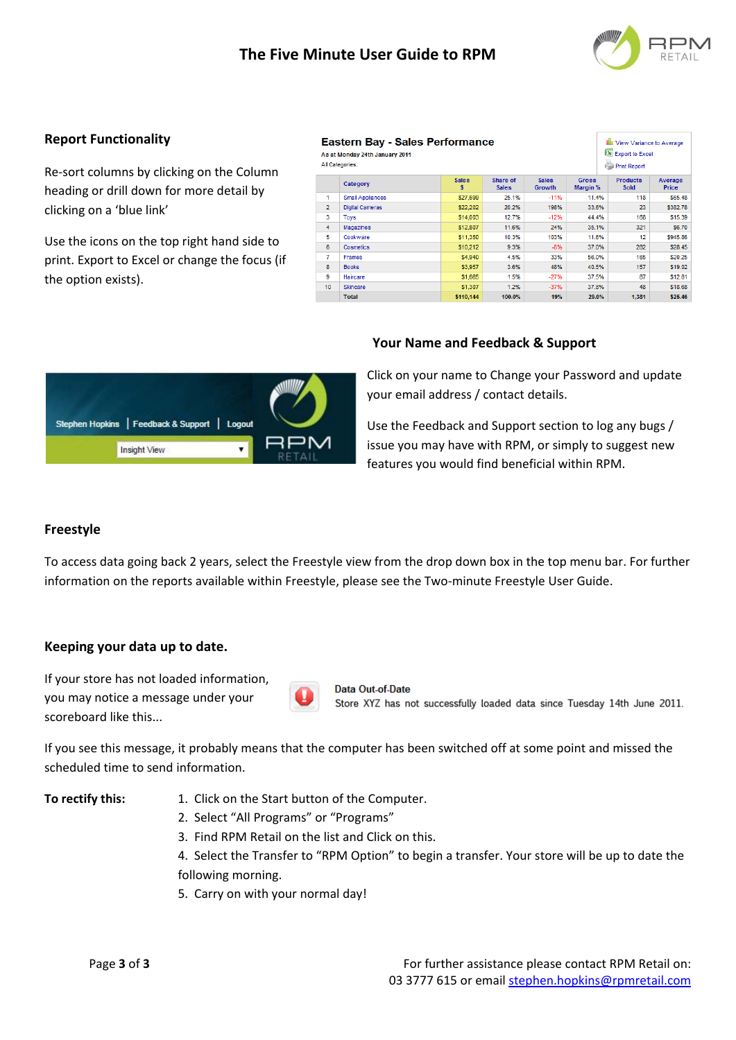## Report Functionality

Re-sort columns by clicking on the Column heading or drill down for more detail by clicking on a 'blue link'

Use the icons on the top right hand side to print. Export to Excel or change the focus (if the option exists).

**Eastern Bay - Sales Performance**

As at Monday 24th January 2011

All Categories:

View Variance to Average
Export to Excel
Print Report

| | Category | Sales $ | Share of Sales | Sales Growth | Gross Margin % | Products Sold | Average Price |
|---|---|---|---|---|---|---|---|
| 1 | Small Appliances | $27,699 | 25.1% | -11% | 11.4% | 118 | $65.48 |
| 2 | Digital Cameras | $22,202 | 20.2% | 198% | 33.6% | 23 | $382.78 |
| 3 | Toys | $14,003 | 12.7% | -12% | 44.4% | 168 | $15.39 |
| 4 | Magazines | $12,807 | 11.6% | 24% | 35.1% | 321 | $6.70 |
| 5 | Cookware | $11,350 | 10.3% | 103% | 11.6% | 12 | $945.86 |
| 6 | Cosmetics | $10,212 | 9.3% | -6% | 37.0% | 282 | $28.45 |
| 7 | Frames | $4,940 | 4.5% | 33% | 56.0% | 165 | $20.25 |
| 8 | Books | $3,957 | 3.6% | 48% | 40.5% | 157 | $19.02 |
| 9 | Haircare | $1,665 | 1.5% | -27% | 37.5% | 87 | $12.81 |
| 10 | Skincare | $1,307 | 1.2% | -37% | 37.8% | 48 | $18.68 |
| | Total | $110,144 | 100.0% | 19% | 29.0% | 1,381 | $25.46 |

## Your Name and Feedback & Support

Stephen Hopkins | Feedback & Support | Logout

Insight View

Click on your name to Change your Password and update your email address / contact details.

Use the Feedback and Support section to log any bugs / issue you may have with RPM, or simply to suggest new features you would find beneficial within RPM.

## Freestyle

To access data going back 2 years, select the Freestyle view from the drop down box in the top menu bar. For further information on the reports available within Freestyle, please see the Two-minute Freestyle User Guide.

## Keeping your data up to date.

If your store has not loaded information, you may notice a message under your scoreboard like this...

**Data Out-of-Date**
Store XYZ has not successfully loaded data since Tuesday 14th June 2011.

If you see this message, it probably means that the computer has been switched off at some point and missed the scheduled time to send information.

**To rectify this:**

1. Click on the Start button of the Computer.
2. Select "All Programs" or "Programs"
3. Find RPM Retail on the list and Click on this.
4. Select the Transfer to "RPM Option" to begin a transfer. Your store will be up to date the following morning.
5. Carry on with your normal day!

For further assistance please contact RPM Retail on:
03 3777 615 or email stephen.hopkins@rpmretail.com